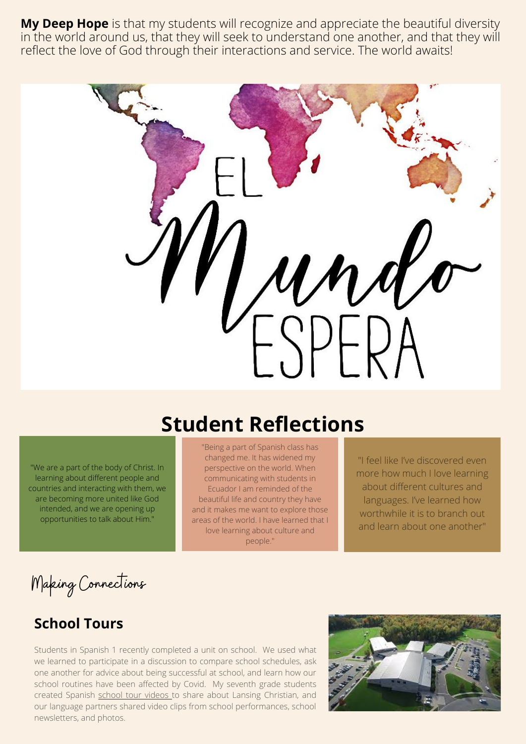**My Deep Hope** is that my students will recognize and appreciate the beautiful diversity in the world around us, that they will seek to understand one another, and that they will reflect the love of God through their interactions and service. The world awaits!

EL Mundo ESPERA

## Student Reflections

"We are a part of the body of Christ. In learning about different people and countries and interacting with them, we are becoming more united like God intended, and we are opening up opportunities to talk about Him."

"Being a part of Spanish class has changed me. It has widened my perspective on the world. When communicating with students in Ecuador I am reminded of the beautiful life and country they have and it makes me want to explore those areas of the world. I have learned that I love learning about culture and people."

"I feel like I've discovered even more how much I love learning about different cultures and languages. I've learned how worthwhile it is to branch out and learn about one another"

Making Connections

### School Tours

Students in Spanish 1 recently completed a unit on school. We used what we learned to participate in a discussion to compare school schedules, ask one another for advice about being successful at school, and learn how our school routines have been affected by Covid. My seventh grade students created Spanish school tour videos to share about Lansing Christian, and our language partners shared video clips from school performances, school newsletters, and photos.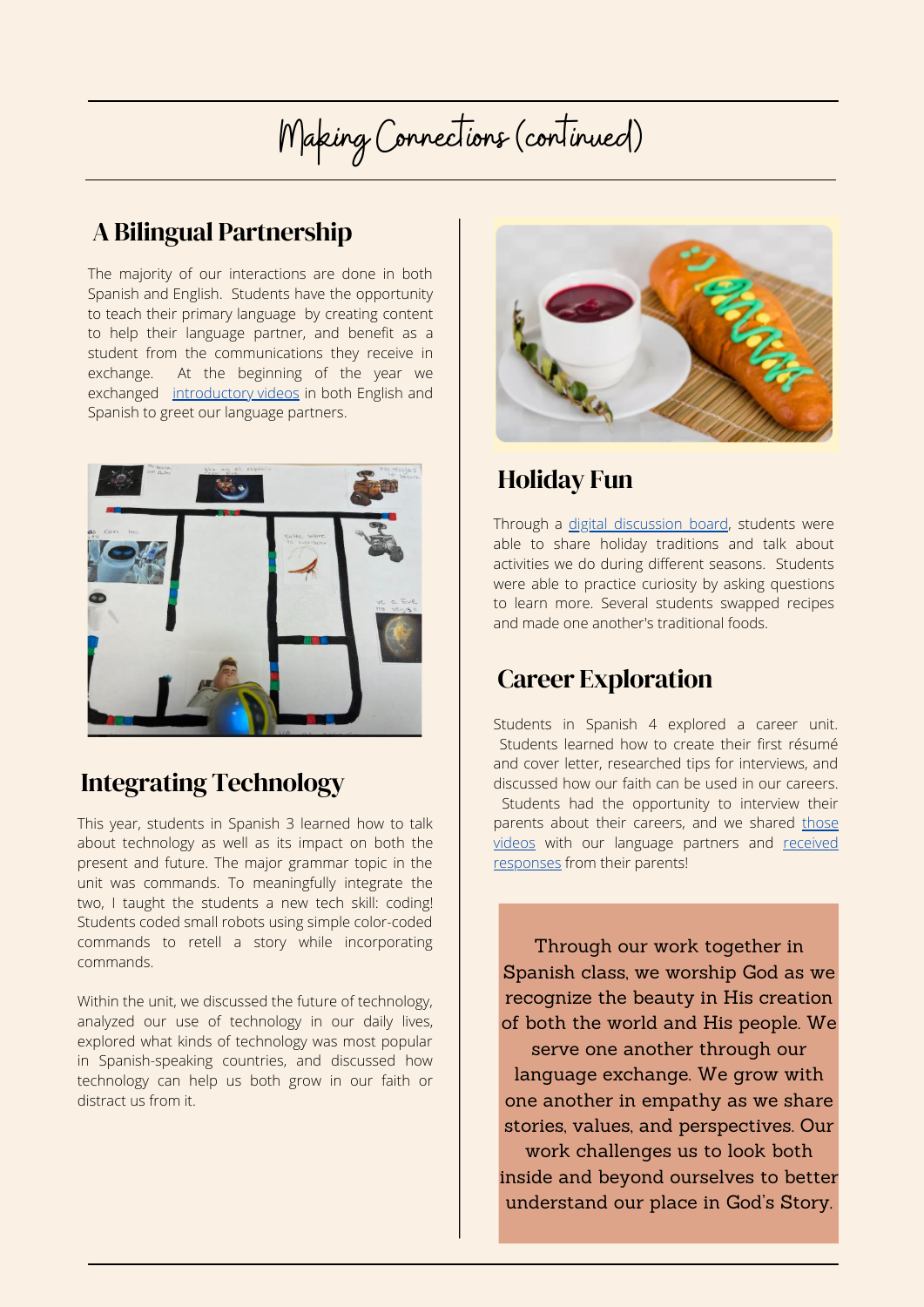# Making Connections (continued)

## A Bilingual Partnership

The majority of our interactions are done in both Spanish and English. Students have the opportunity to teach their primary language by creating content to help their language partner, and benefit as a student from the communications they receive in exchange. At the beginning of the year we exchanged introductory videos in both English and Spanish to greet our language partners.

## Integrating Technology

This year, students in Spanish 3 learned how to talk about technology as well as its impact on both the present and future. The major grammar topic in the unit was commands. To meaningfully integrate the two, I taught the students a new tech skill: coding! Students coded small robots using simple color-coded commands to retell a story while incorporating commands.

Within the unit, we discussed the future of technology, analyzed our use of technology in our daily lives, explored what kinds of technology was most popular in Spanish-speaking countries, and discussed how technology can help us both grow in our faith or distract us from it.

## Holiday Fun

Through a digital discussion board, students were able to share holiday traditions and talk about activities we do during different seasons. Students were able to practice curiosity by asking questions to learn more. Several students swapped recipes and made one another's traditional foods.

## Career Exploration

Students in Spanish 4 explored a career unit. Students learned how to create their first résumé and cover letter, researched tips for interviews, and discussed how our faith can be used in our careers. Students had the opportunity to interview their parents about their careers, and we shared those videos with our language partners and received responses from their parents!

Through our work together in Spanish class, we worship God as we recognize the beauty in His creation of both the world and His people. We serve one another through our language exchange. We grow with one another in empathy as we share stories, values, and perspectives. Our work challenges us to look both inside and beyond ourselves to better understand our place in God's Story.